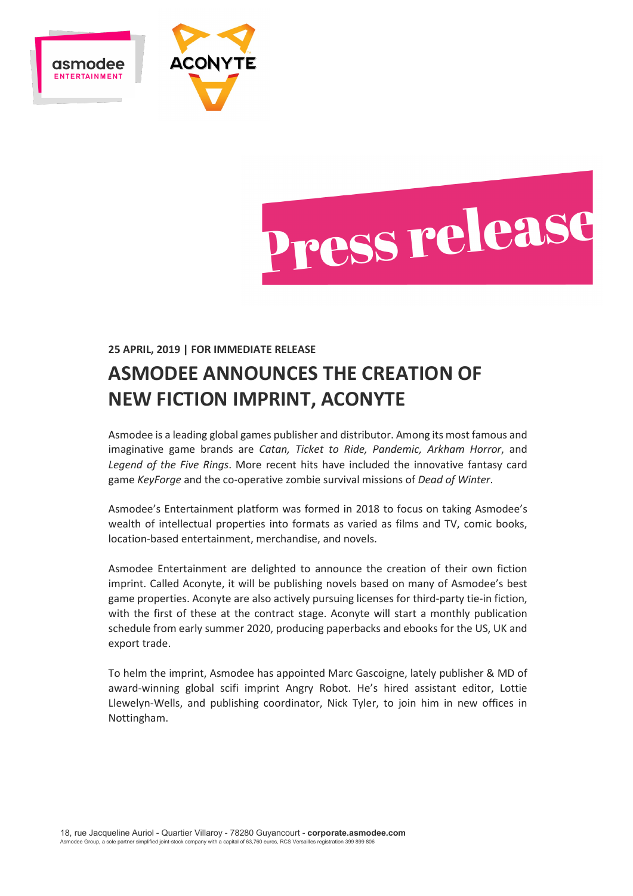Press release

**25 APRIL, 2019 | FOR IMMEDIATE RELEASE**

# ASMODEE ANNOUNCES THE CREATION OF NEW FICTION IMPRINT, ACONYTE

Asmodee is a leading global games publisher and distributor. Among its most famous and imaginative game brands are *Catan, Ticket to Ride, Pandemic, Arkham Horror*, and *Legend of the Five Rings*. More recent hits have included the innovative fantasy card game *KeyForge* and the co-operative zombie survival missions of *Dead of Winter*.

Asmodee's Entertainment platform was formed in 2018 to focus on taking Asmodee's wealth of intellectual properties into formats as varied as films and TV, comic books, location-based entertainment, merchandise, and novels.

Asmodee Entertainment are delighted to announce the creation of their own fiction imprint. Called Aconyte, it will be publishing novels based on many of Asmodee's best game properties. Aconyte are also actively pursuing licenses for third-party tie-in fiction, with the first of these at the contract stage. Aconyte will start a monthly publication schedule from early summer 2020, producing paperbacks and ebooks for the US, UK and export trade.

To helm the imprint, Asmodee has appointed Marc Gascoigne, lately publisher & MD of award-winning global scifi imprint Angry Robot. He's hired assistant editor, Lottie Llewelyn-Wells, and publishing coordinator, Nick Tyler, to join him in new offices in Nottingham.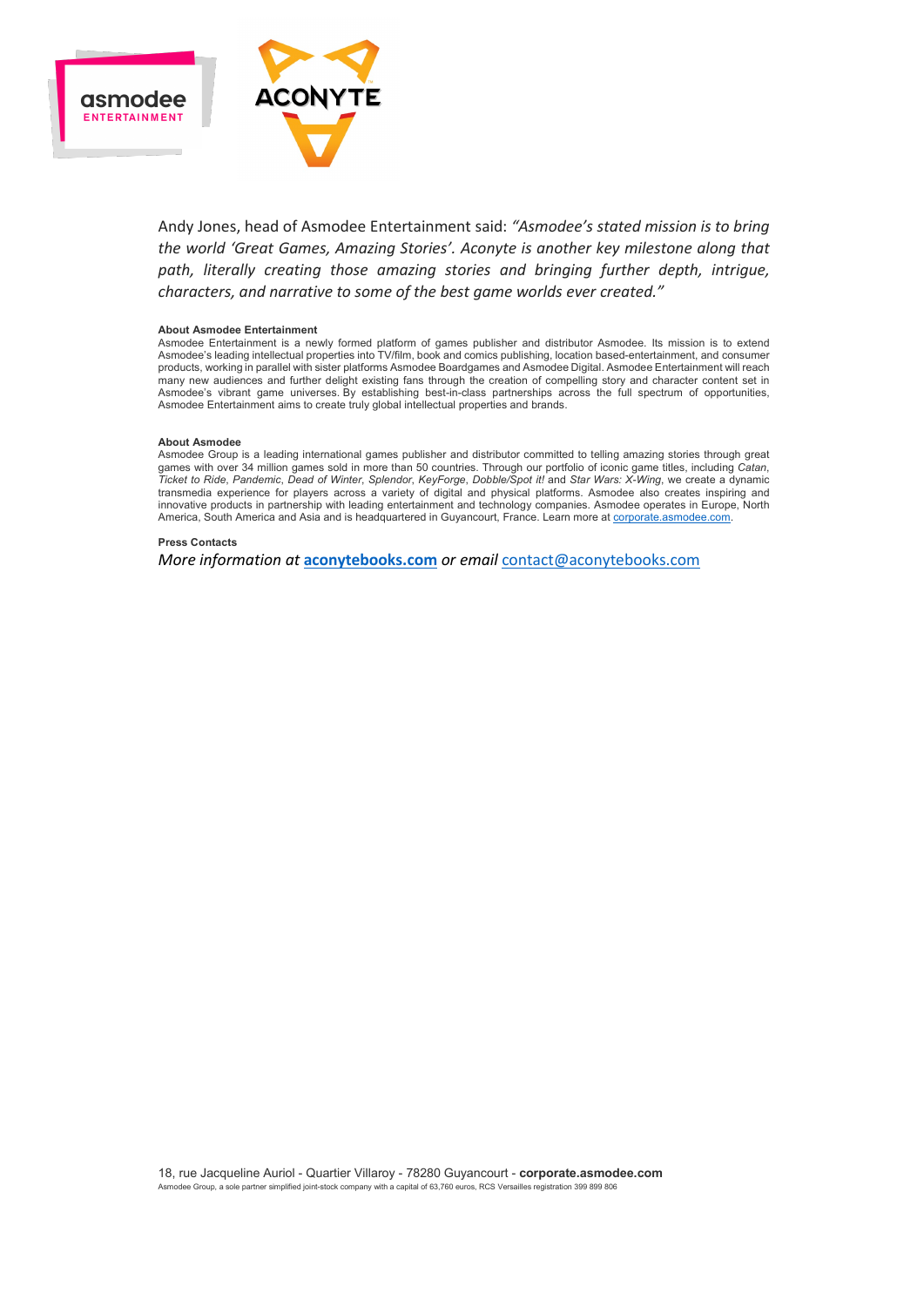Andy Jones, head of Asmodee Entertainment said: *"Asmodee's stated mission is to bring the world 'Great Games, Amazing Stories'. Aconyte is another key milestone along that path, literally creating those amazing stories and bringing further depth, intrigue, characters, and narrative to some of the best game worlds ever created."*

**About Asmodee Entertainment**
Asmodee Entertainment is a newly formed platform of games publisher and distributor Asmodee. Its mission is to extend Asmodee's leading intellectual properties into TV/film, book and comics publishing, location based-entertainment, and consumer products, working in parallel with sister platforms Asmodee Boardgames and Asmodee Digital. Asmodee Entertainment will reach many new audiences and further delight existing fans through the creation of compelling story and character content set in Asmodee's vibrant game universes. By establishing best-in-class partnerships across the full spectrum of opportunities, Asmodee Entertainment aims to create truly global intellectual properties and brands.

**About Asmodee**
Asmodee Group is a leading international games publisher and distributor committed to telling amazing stories through great games with over 34 million games sold in more than 50 countries. Through our portfolio of iconic game titles, including *Catan*, *Ticket to Ride*, *Pandemic*, *Dead of Winter*, *Splendor*, *KeyForge*, *Dobble/Spot it!* and *Star Wars: X-Wing*, we create a dynamic transmedia experience for players across a variety of digital and physical platforms. Asmodee also creates inspiring and innovative products in partnership with leading entertainment and technology companies. Asmodee operates in Europe, North America, South America and Asia and is headquartered in Guyancourt, France. Learn more at corporate.asmodee.com.

**Press Contacts**
*More information at* **aconytebooks.com** *or email* contact@aconytebooks.com

18, rue Jacqueline Auriol - Quartier Villaroy - 78280 Guyancourt - **corporate.asmodee.com**
Asmodee Group, a sole partner simplified joint-stock company with a capital of 63,760 euros, RCS Versailles registration 399 899 806